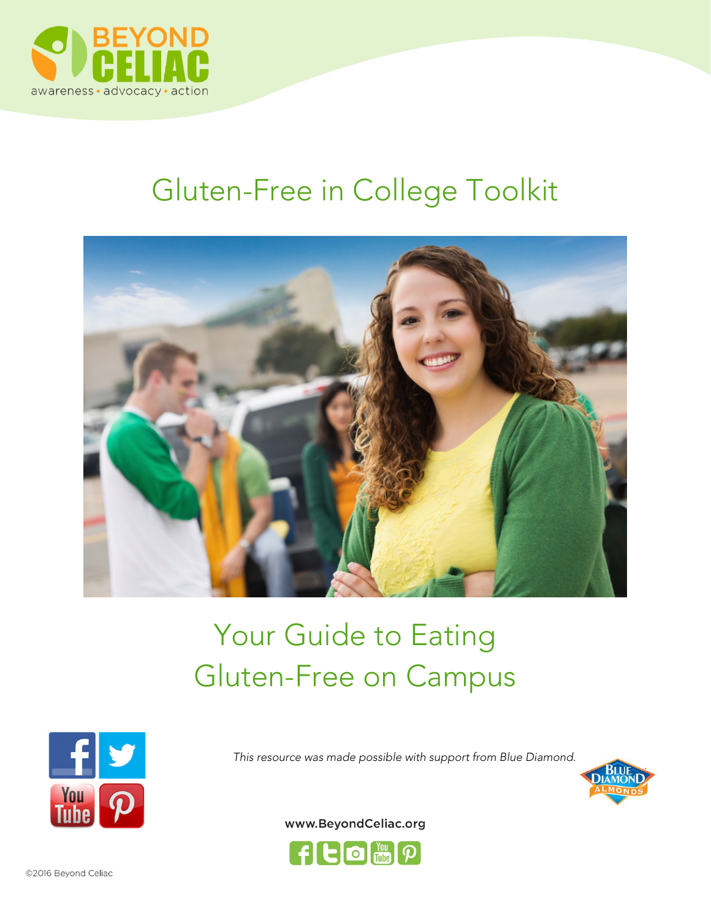BEYOND CELIAC

awareness • advocacy • action

# Gluten-Free in College Toolkit

## Your Guide to Eating Gluten-Free on Campus

*This resource was made possible with support from Blue Diamond.*

www.BeyondCeliac.org

©2016 Beyond Celiac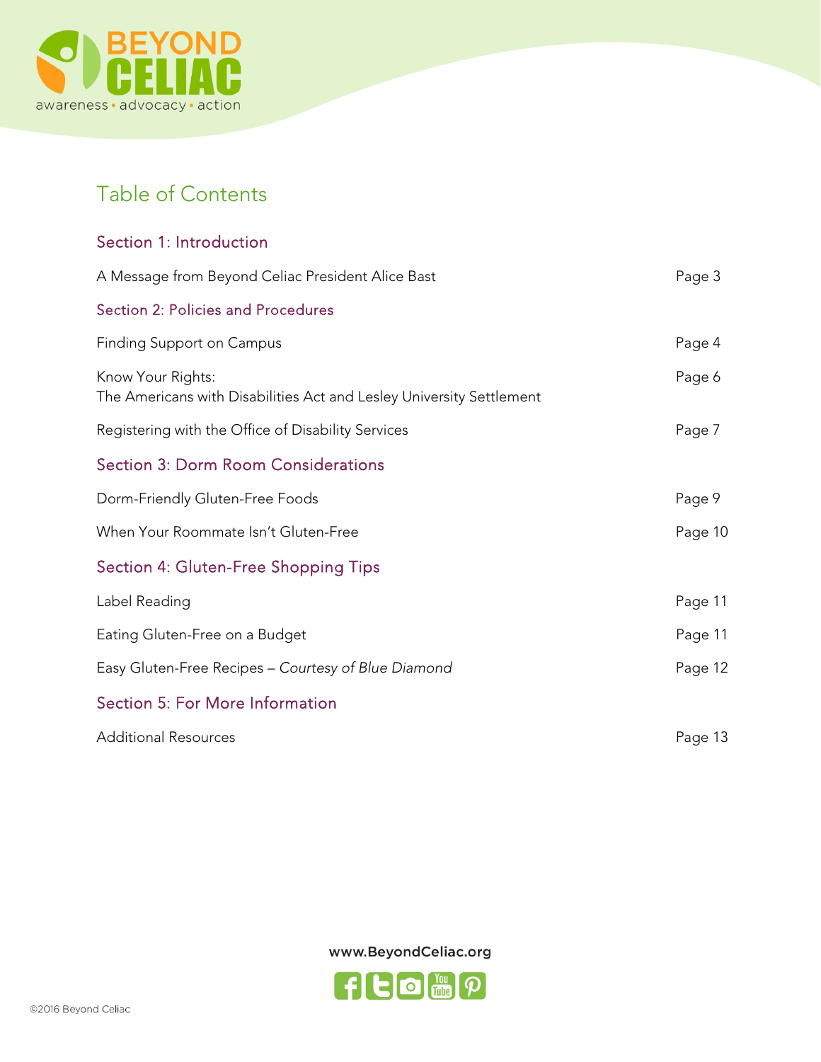# Table of Contents

## Section 1: Introduction

| | |
|---|---|
| A Message from Beyond Celiac President Alice Bast | Page 3 |

## Section 2: Policies and Procedures

| | |
|---|---|
| Finding Support on Campus | Page 4 |
| Know Your Rights: The Americans with Disabilities Act and Lesley University Settlement | Page 6 |
| Registering with the Office of Disability Services | Page 7 |

## Section 3: Dorm Room Considerations

| | |
|---|---|
| Dorm-Friendly Gluten-Free Foods | Page 9 |
| When Your Roommate Isn't Gluten-Free | Page 10 |

## Section 4: Gluten-Free Shopping Tips

| | |
|---|---|
| Label Reading | Page 11 |
| Eating Gluten-Free on a Budget | Page 11 |
| Easy Gluten-Free Recipes – *Courtesy of Blue Diamond* | Page 12 |

## Section 5: For More Information

| | |
|---|---|
| Additional Resources | Page 13 |

www.BeyondCeliac.org

©2016 Beyond Celiac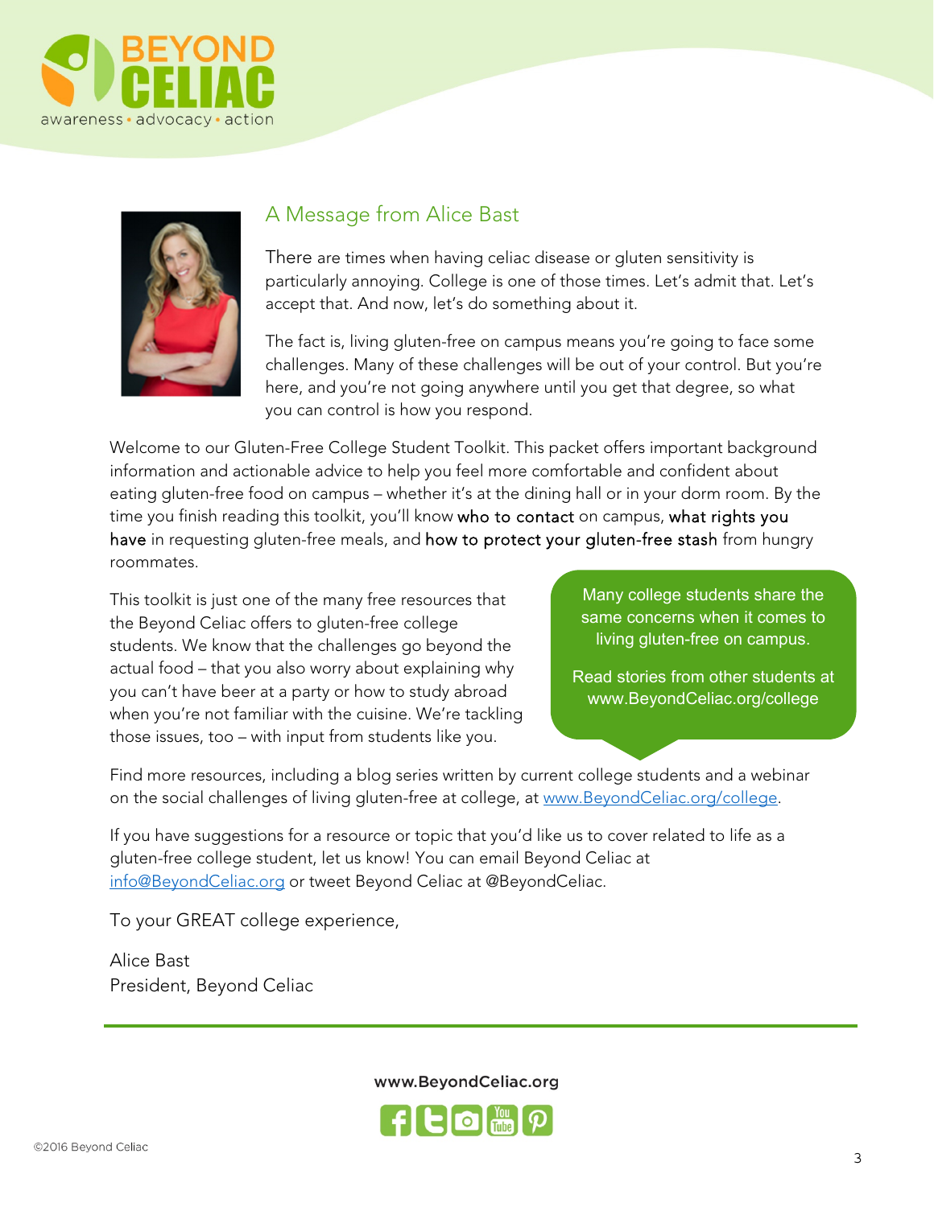# A Message from Alice Bast

There are times when having celiac disease or gluten sensitivity is particularly annoying. College is one of those times. Let's admit that. Let's accept that. And now, let's do something about it.

The fact is, living gluten-free on campus means you're going to face some challenges. Many of these challenges will be out of your control. But you're here, and you're not going anywhere until you get that degree, so what you can control is how you respond.

Welcome to our Gluten-Free College Student Toolkit. This packet offers important background information and actionable advice to help you feel more comfortable and confident about eating gluten-free food on campus – whether it's at the dining hall or in your dorm room. By the time you finish reading this toolkit, you'll know **who to contact** on campus, **what rights you have** in requesting gluten-free meals, and **how to protect your gluten-free stash** from hungry roommates.

This toolkit is just one of the many free resources that the Beyond Celiac offers to gluten-free college students. We know that the challenges go beyond the actual food – that you also worry about explaining why you can't have beer at a party or how to study abroad when you're not familiar with the cuisine. We're tackling those issues, too – with input from students like you.

> Many college students share the same concerns when it comes to living gluten-free on campus.
>
> Read stories from other students at www.BeyondCeliac.org/college

Find more resources, including a blog series written by current college students and a webinar on the social challenges of living gluten-free at college, at www.BeyondCeliac.org/college.

If you have suggestions for a resource or topic that you'd like us to cover related to life as a gluten-free college student, let us know! You can email Beyond Celiac at info@BeyondCeliac.org or tweet Beyond Celiac at @BeyondCeliac.

To your GREAT college experience,

Alice Bast
President, Beyond Celiac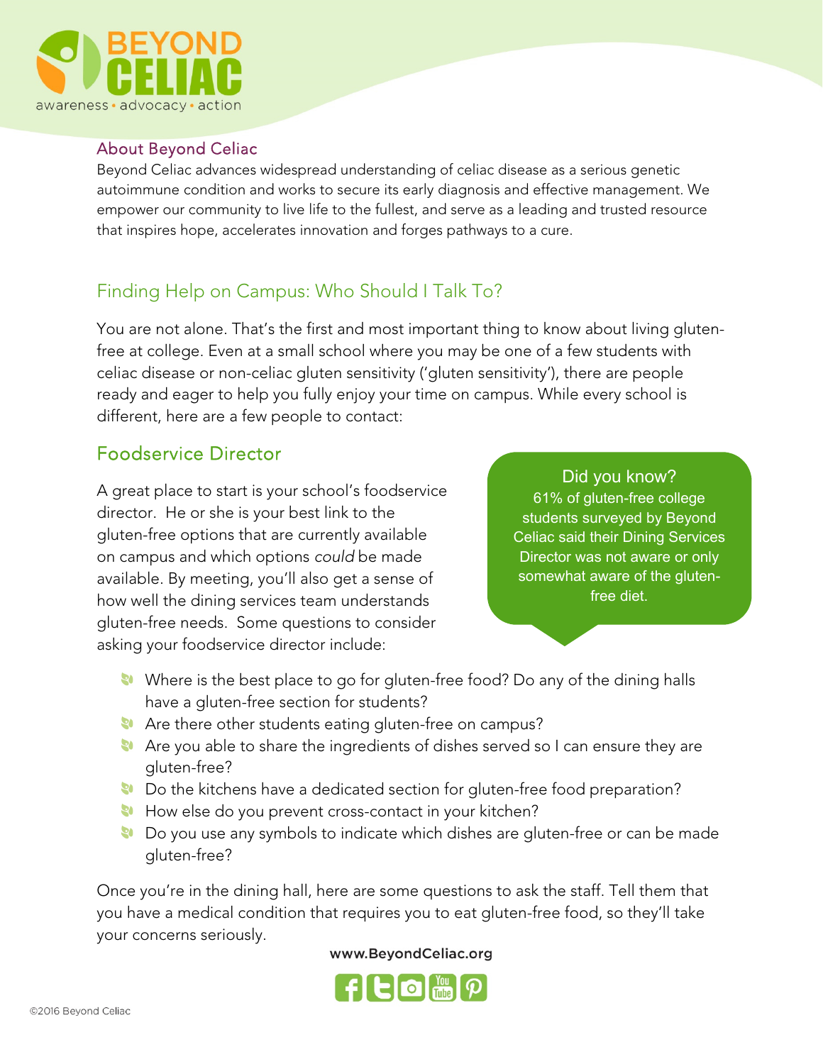## About Beyond Celiac

Beyond Celiac advances widespread understanding of celiac disease as a serious genetic autoimmune condition and works to secure its early diagnosis and effective management. We empower our community to live life to the fullest, and serve as a leading and trusted resource that inspires hope, accelerates innovation and forges pathways to a cure.

## Finding Help on Campus: Who Should I Talk To?

You are not alone. That's the first and most important thing to know about living gluten-free at college. Even at a small school where you may be one of a few students with celiac disease or non-celiac gluten sensitivity ('gluten sensitivity'), there are people ready and eager to help you fully enjoy your time on campus. While every school is different, here are a few people to contact:

### Foodservice Director

A great place to start is your school's foodservice director. He or she is your best link to the gluten-free options that are currently available on campus and which options *could* be made available. By meeting, you'll also get a sense of how well the dining services team understands gluten-free needs. Some questions to consider asking your foodservice director include:

> **Did you know?**
> 61% of gluten-free college students surveyed by Beyond Celiac said their Dining Services Director was not aware or only somewhat aware of the gluten-free diet.

- Where is the best place to go for gluten-free food? Do any of the dining halls have a gluten-free section for students?
- Are there other students eating gluten-free on campus?
- Are you able to share the ingredients of dishes served so I can ensure they are gluten-free?
- Do the kitchens have a dedicated section for gluten-free food preparation?
- How else do you prevent cross-contact in your kitchen?
- Do you use any symbols to indicate which dishes are gluten-free or can be made gluten-free?

Once you're in the dining hall, here are some questions to ask the staff. Tell them that you have a medical condition that requires you to eat gluten-free food, so they'll take your concerns seriously.

www.BeyondCeliac.org

©2016 Beyond Celiac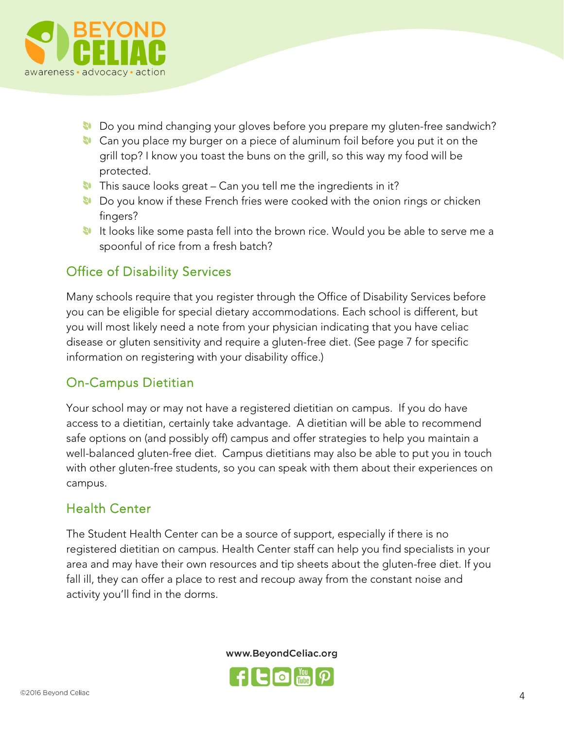- Do you mind changing your gloves before you prepare my gluten-free sandwich?
- Can you place my burger on a piece of aluminum foil before you put it on the grill top? I know you toast the buns on the grill, so this way my food will be protected.
- This sauce looks great – Can you tell me the ingredients in it?
- Do you know if these French fries were cooked with the onion rings or chicken fingers?
- It looks like some pasta fell into the brown rice. Would you be able to serve me a spoonful of rice from a fresh batch?

## Office of Disability Services

Many schools require that you register through the Office of Disability Services before you can be eligible for special dietary accommodations. Each school is different, but you will most likely need a note from your physician indicating that you have celiac disease or gluten sensitivity and require a gluten-free diet. (See page 7 for specific information on registering with your disability office.)

## On-Campus Dietitian

Your school may or may not have a registered dietitian on campus. If you do have access to a dietitian, certainly take advantage. A dietitian will be able to recommend safe options on (and possibly off) campus and offer strategies to help you maintain a well-balanced gluten-free diet. Campus dietitians may also be able to put you in touch with other gluten-free students, so you can speak with them about their experiences on campus.

## Health Center

The Student Health Center can be a source of support, especially if there is no registered dietitian on campus. Health Center staff can help you find specialists in your area and may have their own resources and tip sheets about the gluten-free diet. If you fall ill, they can offer a place to rest and recoup away from the constant noise and activity you'll find in the dorms.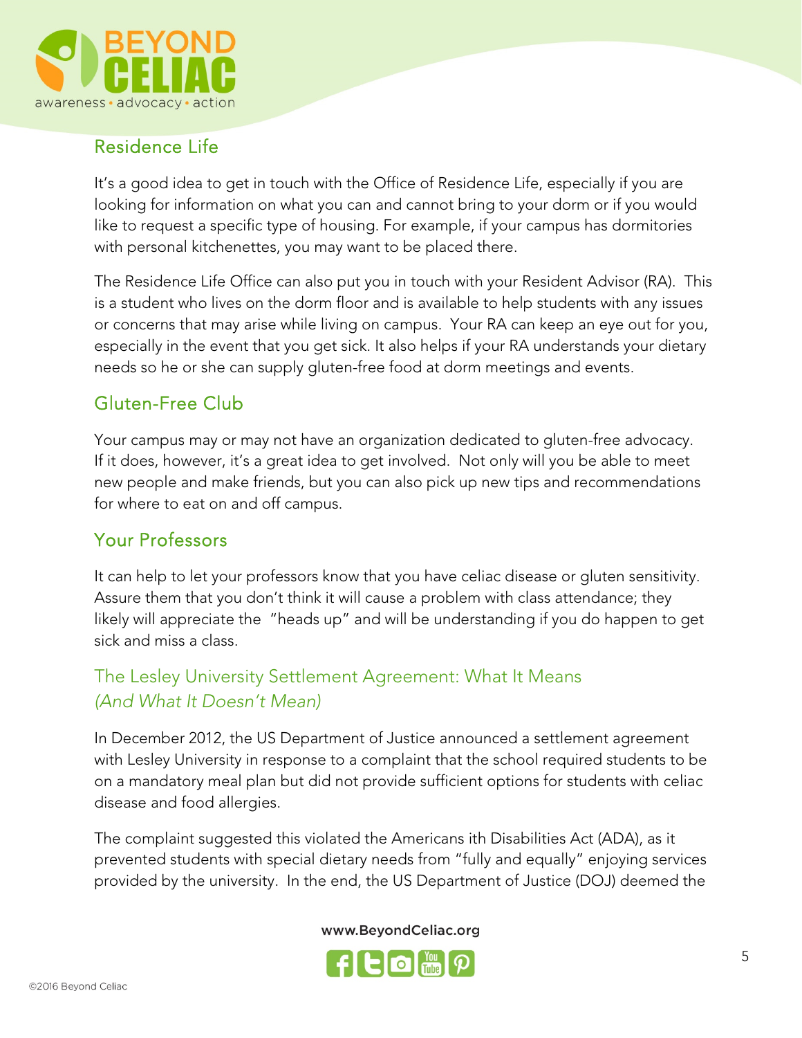## Residence Life

It's a good idea to get in touch with the Office of Residence Life, especially if you are looking for information on what you can and cannot bring to your dorm or if you would like to request a specific type of housing. For example, if your campus has dormitories with personal kitchenettes, you may want to be placed there.

The Residence Life Office can also put you in touch with your Resident Advisor (RA). This is a student who lives on the dorm floor and is available to help students with any issues or concerns that may arise while living on campus. Your RA can keep an eye out for you, especially in the event that you get sick. It also helps if your RA understands your dietary needs so he or she can supply gluten-free food at dorm meetings and events.

## Gluten-Free Club

Your campus may or may not have an organization dedicated to gluten-free advocacy. If it does, however, it's a great idea to get involved. Not only will you be able to meet new people and make friends, but you can also pick up new tips and recommendations for where to eat on and off campus.

## Your Professors

It can help to let your professors know that you have celiac disease or gluten sensitivity. Assure them that you don't think it will cause a problem with class attendance; they likely will appreciate the "heads up" and will be understanding if you do happen to get sick and miss a class.

## The Lesley University Settlement Agreement: What It Means *(And What It Doesn't Mean)*

In December 2012, the US Department of Justice announced a settlement agreement with Lesley University in response to a complaint that the school required students to be on a mandatory meal plan but did not provide sufficient options for students with celiac disease and food allergies.

The complaint suggested this violated the Americans ith Disabilities Act (ADA), as it prevented students with special dietary needs from "fully and equally" enjoying services provided by the university. In the end, the US Department of Justice (DOJ) deemed the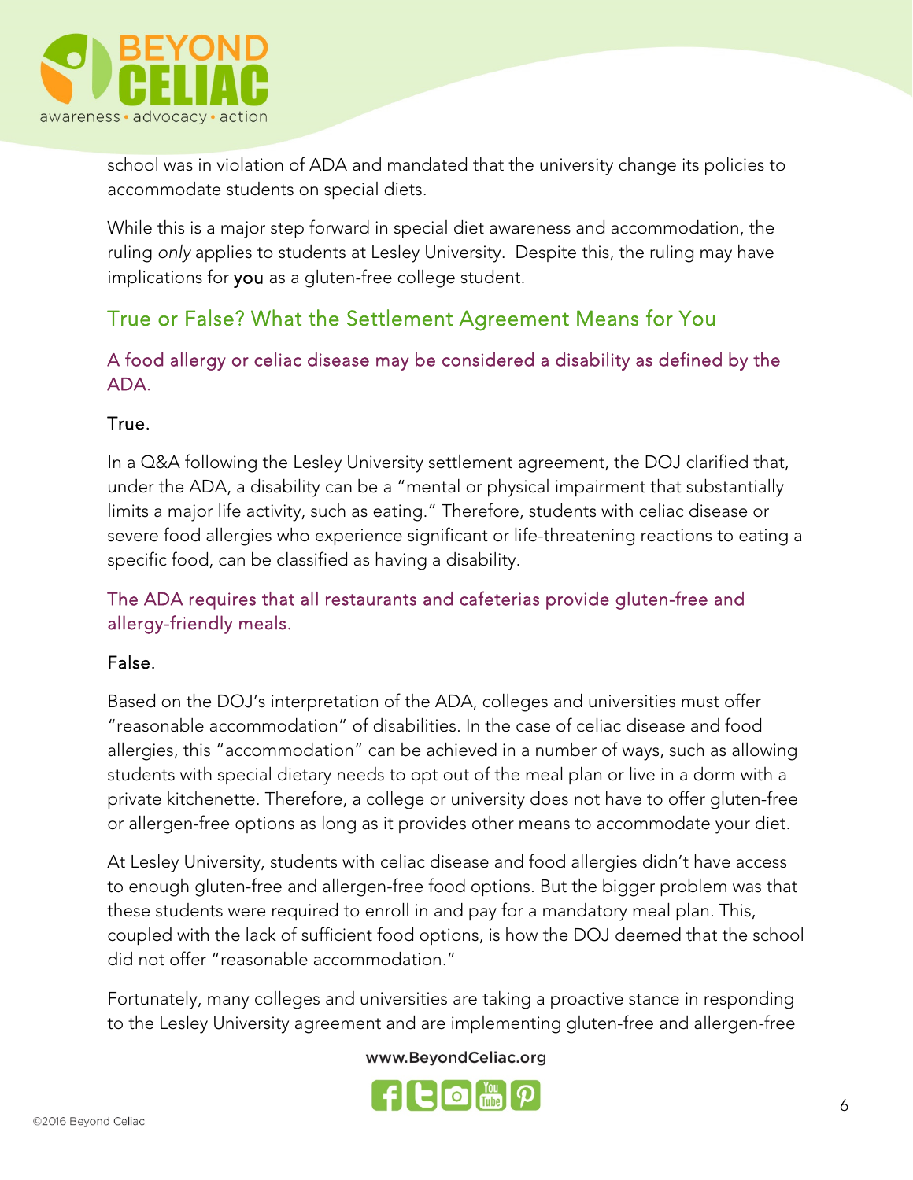school was in violation of ADA and mandated that the university change its policies to accommodate students on special diets.

While this is a major step forward in special diet awareness and accommodation, the ruling *only* applies to students at Lesley University. Despite this, the ruling may have implications for **you** as a gluten-free college student.

## True or False? What the Settlement Agreement Means for You

### A food allergy or celiac disease may be considered a disability as defined by the ADA.

True.

In a Q&A following the Lesley University settlement agreement, the DOJ clarified that, under the ADA, a disability can be a "mental or physical impairment that substantially limits a major life activity, such as eating." Therefore, students with celiac disease or severe food allergies who experience significant or life-threatening reactions to eating a specific food, can be classified as having a disability.

### The ADA requires that all restaurants and cafeterias provide gluten-free and allergy-friendly meals.

False.

Based on the DOJ's interpretation of the ADA, colleges and universities must offer "reasonable accommodation" of disabilities. In the case of celiac disease and food allergies, this "accommodation" can be achieved in a number of ways, such as allowing students with special dietary needs to opt out of the meal plan or live in a dorm with a private kitchenette. Therefore, a college or university does not have to offer gluten-free or allergen-free options as long as it provides other means to accommodate your diet.

At Lesley University, students with celiac disease and food allergies didn't have access to enough gluten-free and allergen-free food options. But the bigger problem was that these students were required to enroll in and pay for a mandatory meal plan. This, coupled with the lack of sufficient food options, is how the DOJ deemed that the school did not offer "reasonable accommodation."

Fortunately, many colleges and universities are taking a proactive stance in responding to the Lesley University agreement and are implementing gluten-free and allergen-free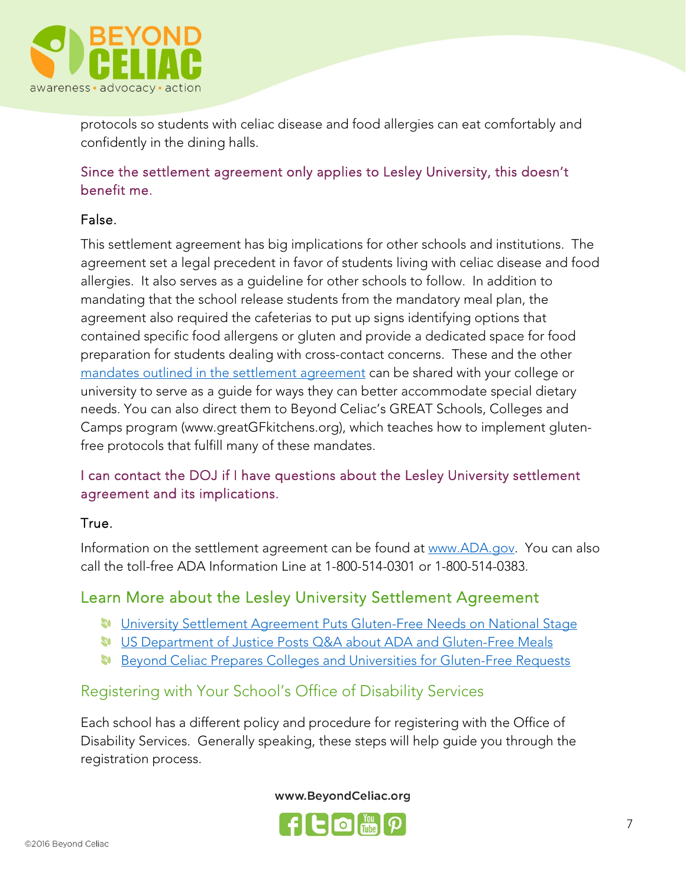protocols so students with celiac disease and food allergies can eat comfortably and confidently in the dining halls.

### Since the settlement agreement only applies to Lesley University, this doesn't benefit me.

False.

This settlement agreement has big implications for other schools and institutions. The agreement set a legal precedent in favor of students living with celiac disease and food allergies. It also serves as a guideline for other schools to follow. In addition to mandating that the school release students from the mandatory meal plan, the agreement also required the cafeterias to put up signs identifying options that contained specific food allergens or gluten and provide a dedicated space for food preparation for students dealing with cross-contact concerns. These and the other [mandates outlined in the settlement agreement]() can be shared with your college or university to serve as a guide for ways they can better accommodate special dietary needs. You can also direct them to Beyond Celiac's GREAT Schools, Colleges and Camps program (www.greatGFkitchens.org), which teaches how to implement gluten-free protocols that fulfill many of these mandates.

### I can contact the DOJ if I have questions about the Lesley University settlement agreement and its implications.

True.

Information on the settlement agreement can be found at [www.ADA.gov](www.ADA.gov). You can also call the toll-free ADA Information Line at 1-800-514-0301 or 1-800-514-0383.

## Learn More about the Lesley University Settlement Agreement

- [University Settlement Agreement Puts Gluten-Free Needs on National Stage]()
- [US Department of Justice Posts Q&A about ADA and Gluten-Free Meals]()
- [Beyond Celiac Prepares Colleges and Universities for Gluten-Free Requests]()

## Registering with Your School's Office of Disability Services

Each school has a different policy and procedure for registering with the Office of Disability Services. Generally speaking, these steps will help guide you through the registration process.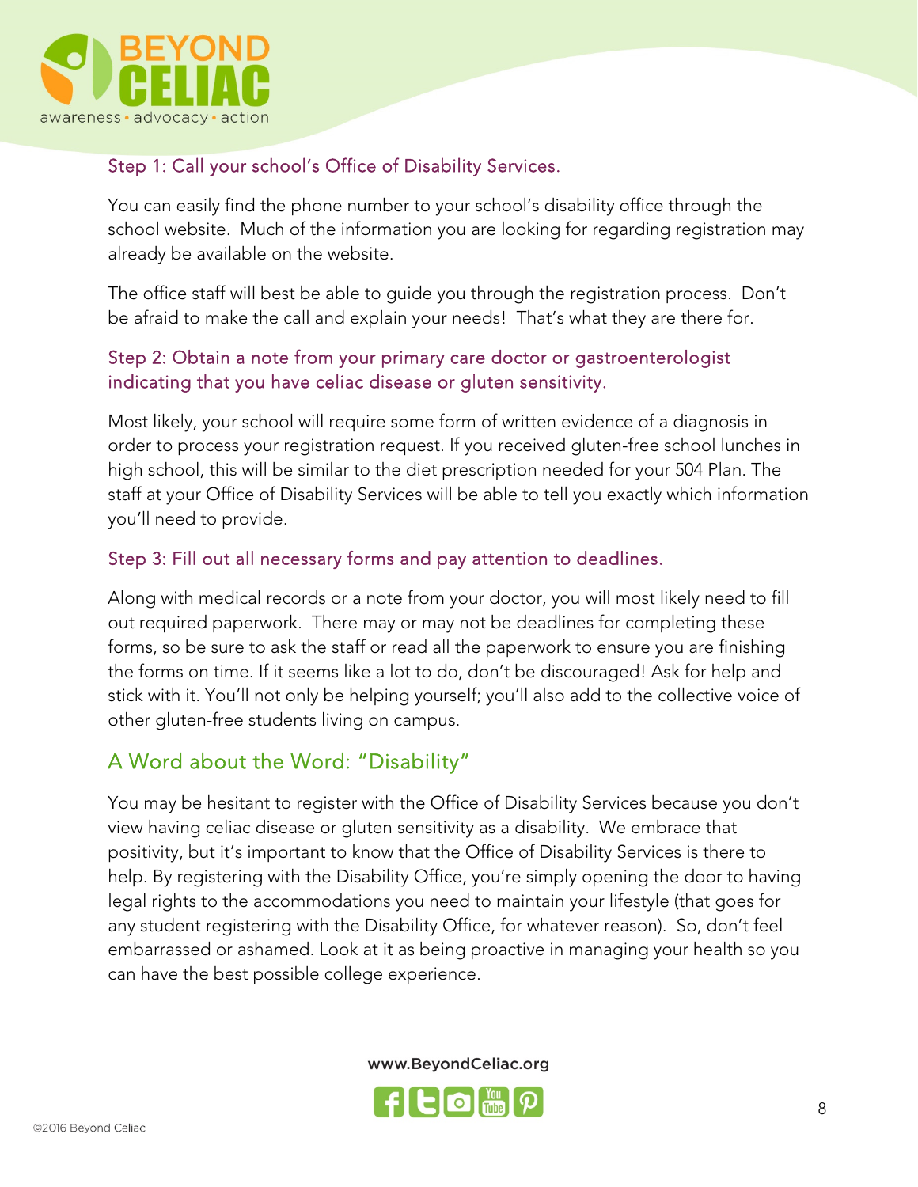### Step 1: Call your school's Office of Disability Services.

You can easily find the phone number to your school's disability office through the school website. Much of the information you are looking for regarding registration may already be available on the website.

The office staff will best be able to guide you through the registration process. Don't be afraid to make the call and explain your needs! That's what they are there for.

### Step 2: Obtain a note from your primary care doctor or gastroenterologist indicating that you have celiac disease or gluten sensitivity.

Most likely, your school will require some form of written evidence of a diagnosis in order to process your registration request. If you received gluten-free school lunches in high school, this will be similar to the diet prescription needed for your 504 Plan. The staff at your Office of Disability Services will be able to tell you exactly which information you'll need to provide.

### Step 3: Fill out all necessary forms and pay attention to deadlines.

Along with medical records or a note from your doctor, you will most likely need to fill out required paperwork. There may or may not be deadlines for completing these forms, so be sure to ask the staff or read all the paperwork to ensure you are finishing the forms on time. If it seems like a lot to do, don't be discouraged! Ask for help and stick with it. You'll not only be helping yourself; you'll also add to the collective voice of other gluten-free students living on campus.

## A Word about the Word: "Disability"

You may be hesitant to register with the Office of Disability Services because you don't view having celiac disease or gluten sensitivity as a disability. We embrace that positivity, but it's important to know that the Office of Disability Services is there to help. By registering with the Disability Office, you're simply opening the door to having legal rights to the accommodations you need to maintain your lifestyle (that goes for any student registering with the Disability Office, for whatever reason). So, don't feel embarrassed or ashamed. Look at it as being proactive in managing your health so you can have the best possible college experience.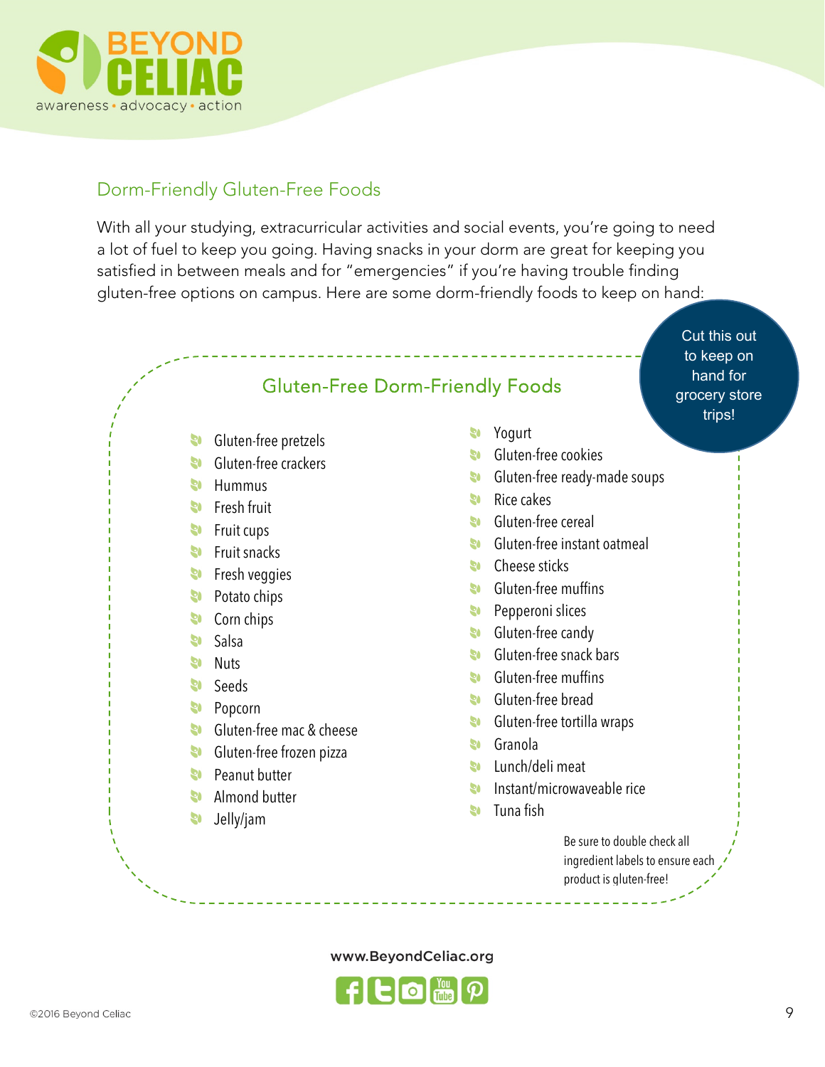## Dorm-Friendly Gluten-Free Foods

With all your studying, extracurricular activities and social events, you're going to need a lot of fuel to keep you going. Having snacks in your dorm are great for keeping you satisfied in between meals and for "emergencies" if you're having trouble finding gluten-free options on campus. Here are some dorm-friendly foods to keep on hand:

Cut this out to keep on hand for grocery store trips!

### Gluten-Free Dorm-Friendly Foods

- Gluten-free pretzels
- Gluten-free crackers
- Hummus
- Fresh fruit
- Fruit cups
- Fruit snacks
- Fresh veggies
- Potato chips
- Corn chips
- Salsa
- Nuts
- Seeds
- Popcorn
- Gluten-free mac & cheese
- Gluten-free frozen pizza
- Peanut butter
- Almond butter
- Jelly/jam
- Yogurt
- Gluten-free cookies
- Gluten-free ready-made soups
- Rice cakes
- Gluten-free cereal
- Gluten-free instant oatmeal
- Cheese sticks
- Gluten-free muffins
- Pepperoni slices
- Gluten-free candy
- Gluten-free snack bars
- Gluten-free muffins
- Gluten-free bread
- Gluten-free tortilla wraps
- Granola
- Lunch/deli meat
- Instant/microwaveable rice
- Tuna fish

Be sure to double check all ingredient labels to ensure each product is gluten-free!

www.BeyondCeliac.org

©2016 Beyond Celiac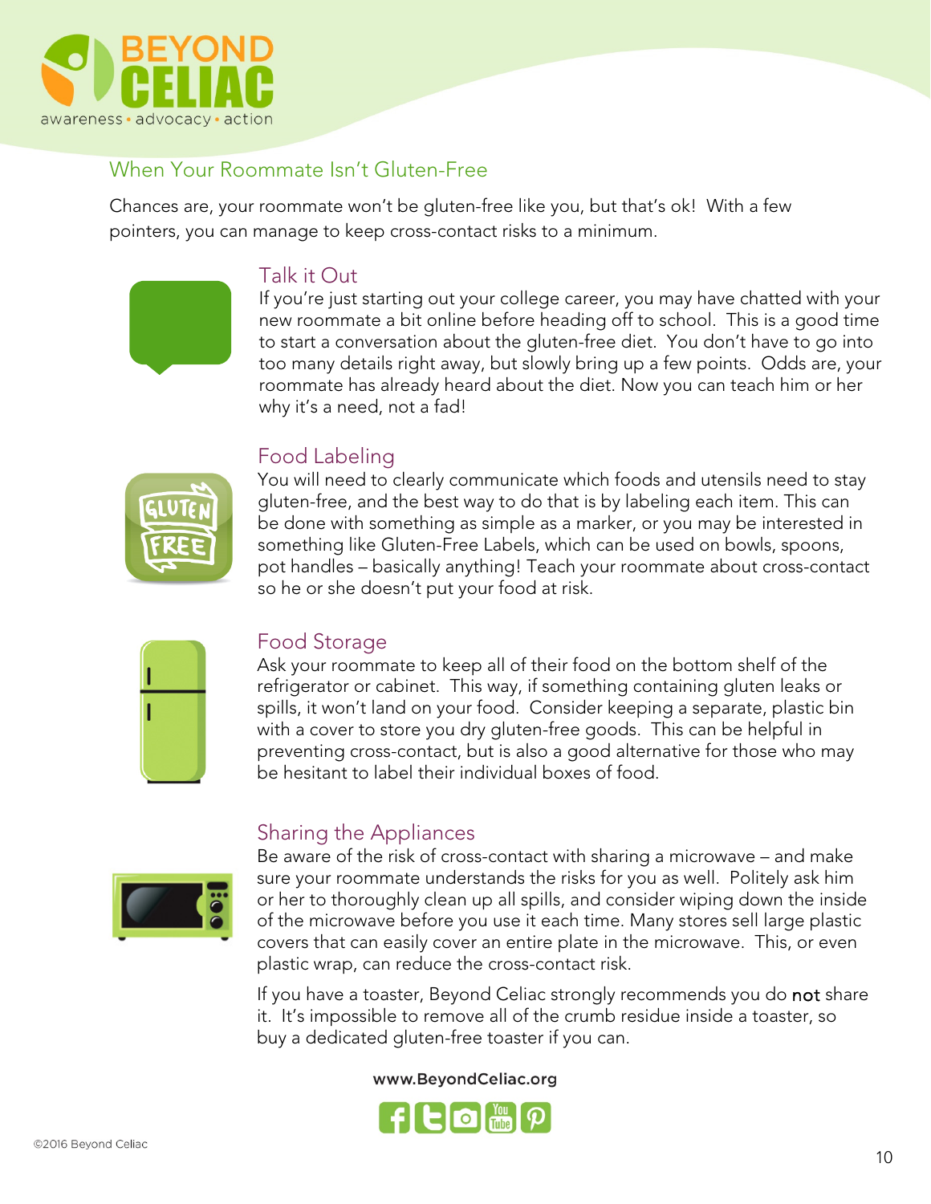## When Your Roommate Isn't Gluten-Free

Chances are, your roommate won't be gluten-free like you, but that's ok! With a few pointers, you can manage to keep cross-contact risks to a minimum.

### Talk it Out

If you're just starting out your college career, you may have chatted with your new roommate a bit online before heading off to school. This is a good time to start a conversation about the gluten-free diet. You don't have to go into too many details right away, but slowly bring up a few points. Odds are, your roommate has already heard about the diet. Now you can teach him or her why it's a need, not a fad!

### Food Labeling

You will need to clearly communicate which foods and utensils need to stay gluten-free, and the best way to do that is by labeling each item. This can be done with something as simple as a marker, or you may be interested in something like Gluten-Free Labels, which can be used on bowls, spoons, pot handles – basically anything! Teach your roommate about cross-contact so he or she doesn't put your food at risk.

### Food Storage

Ask your roommate to keep all of their food on the bottom shelf of the refrigerator or cabinet. This way, if something containing gluten leaks or spills, it won't land on your food. Consider keeping a separate, plastic bin with a cover to store you dry gluten-free goods. This can be helpful in preventing cross-contact, but is also a good alternative for those who may be hesitant to label their individual boxes of food.

### Sharing the Appliances

Be aware of the risk of cross-contact with sharing a microwave – and make sure your roommate understands the risks for you as well. Politely ask him or her to thoroughly clean up all spills, and consider wiping down the inside of the microwave before you use it each time. Many stores sell large plastic covers that can easily cover an entire plate in the microwave. This, or even plastic wrap, can reduce the cross-contact risk.

If you have a toaster, Beyond Celiac strongly recommends you do **not** share it. It's impossible to remove all of the crumb residue inside a toaster, so buy a dedicated gluten-free toaster if you can.

www.BeyondCeliac.org

©2016 Beyond Celiac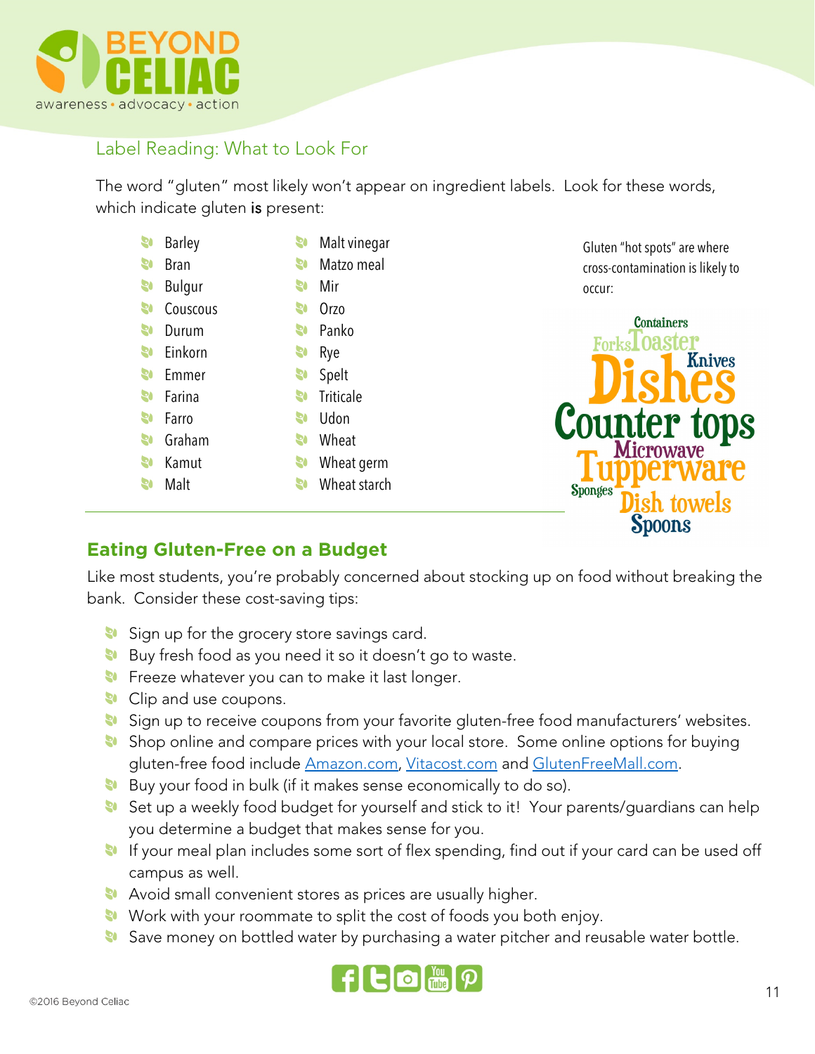## Label Reading: What to Look For

The word "gluten" most likely won't appear on ingredient labels. Look for these words, which indicate gluten **is** present:

- Barley
- Bran
- Bulgur
- Couscous
- Durum
- Einkorn
- Emmer
- Farina
- Farro
- Graham
- Kamut
- Malt
- Malt vinegar
- Matzo meal
- Mir
- Orzo
- Panko
- Rye
- Spelt
- Triticale
- Udon
- Wheat
- Wheat germ
- Wheat starch

Gluten "hot spots" are where cross-contamination is likely to occur:

Containers, Forks, Toaster, Knives, Dishes, Counter tops, Microwave, Tupperware, Sponges, Dish towels, Spoons

## Eating Gluten-Free on a Budget

Like most students, you're probably concerned about stocking up on food without breaking the bank. Consider these cost-saving tips:

- Sign up for the grocery store savings card.
- Buy fresh food as you need it so it doesn't go to waste.
- Freeze whatever you can to make it last longer.
- Clip and use coupons.
- Sign up to receive coupons from your favorite gluten-free food manufacturers' websites.
- Shop online and compare prices with your local store. Some online options for buying gluten-free food include Amazon.com, Vitacost.com and GlutenFreeMall.com.
- Buy your food in bulk (if it makes sense economically to do so).
- Set up a weekly food budget for yourself and stick to it! Your parents/guardians can help you determine a budget that makes sense for you.
- If your meal plan includes some sort of flex spending, find out if your card can be used off campus as well.
- Avoid small convenient stores as prices are usually higher.
- Work with your roommate to split the cost of foods you both enjoy.
- Save money on bottled water by purchasing a water pitcher and reusable water bottle.

©2016 Beyond Celiac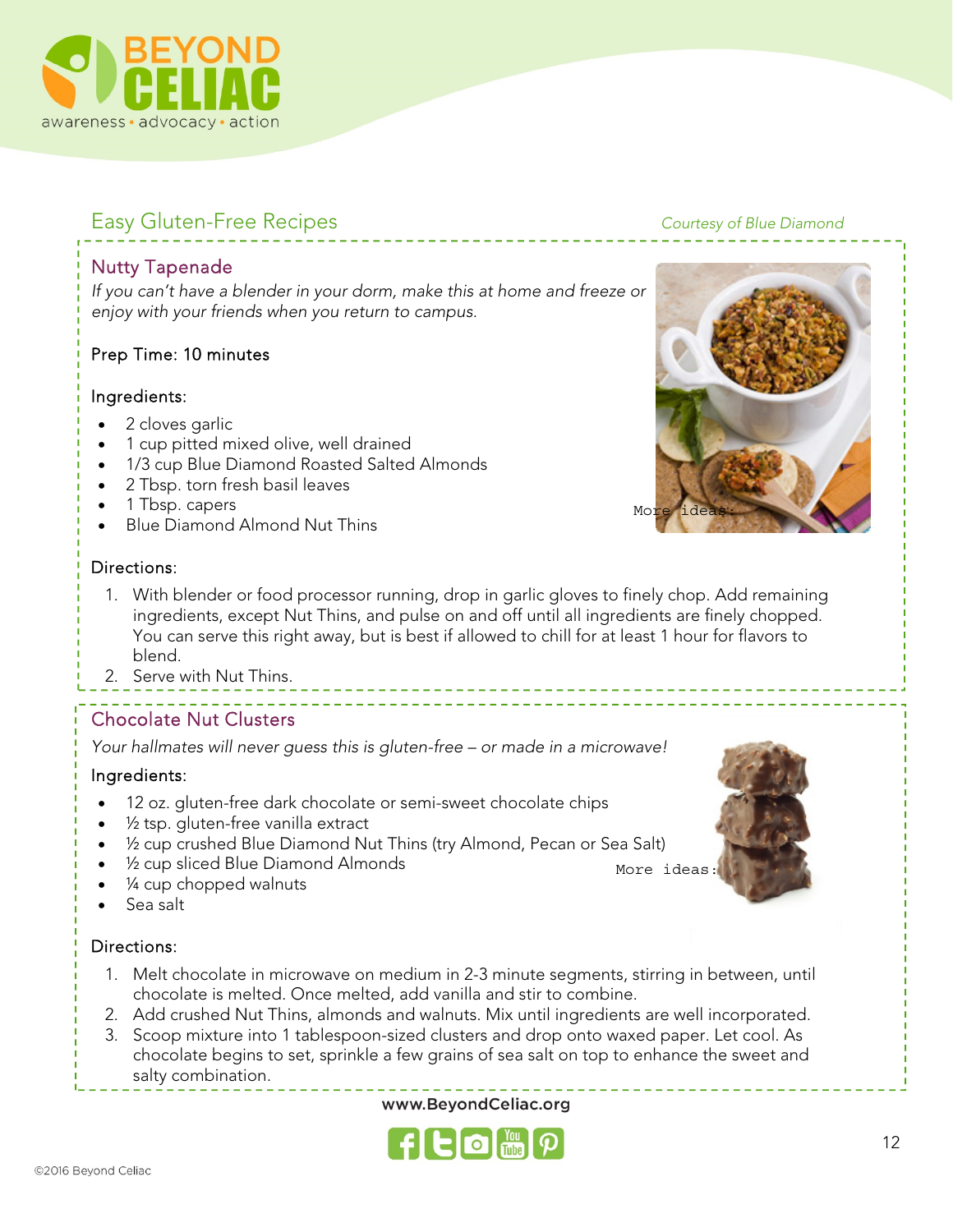## Easy Gluten-Free Recipes

*Courtesy of Blue Diamond*

### Nutty Tapenade

*If you can't have a blender in your dorm, make this at home and freeze or enjoy with your friends when you return to campus.*

Prep Time: 10 minutes

Ingredients:

- 2 cloves garlic
- 1 cup pitted mixed olive, well drained
- 1/3 cup Blue Diamond Roasted Salted Almonds
- 2 Tbsp. torn fresh basil leaves
- 1 Tbsp. capers
- Blue Diamond Almond Nut Thins

More ideas:

Directions:

1. With blender or food processor running, drop in garlic gloves to finely chop. Add remaining ingredients, except Nut Thins, and pulse on and off until all ingredients are finely chopped. You can serve this right away, but is best if allowed to chill for at least 1 hour for flavors to blend.
2. Serve with Nut Thins.

### Chocolate Nut Clusters

*Your hallmates will never guess this is gluten-free – or made in a microwave!*

Ingredients:

- 12 oz. gluten-free dark chocolate or semi-sweet chocolate chips
- ½ tsp. gluten-free vanilla extract
- ½ cup crushed Blue Diamond Nut Thins (try Almond, Pecan or Sea Salt)
- ½ cup sliced Blue Diamond Almonds
- ¼ cup chopped walnuts
- Sea salt

More ideas:

Directions:

1. Melt chocolate in microwave on medium in 2-3 minute segments, stirring in between, until chocolate is melted. Once melted, add vanilla and stir to combine.
2. Add crushed Nut Thins, almonds and walnuts. Mix until ingredients are well incorporated.
3. Scoop mixture into 1 tablespoon-sized clusters and drop onto waxed paper. Let cool. As chocolate begins to set, sprinkle a few grains of sea salt on top to enhance the sweet and salty combination.

www.BeyondCeliac.org

©2016 Beyond Celiac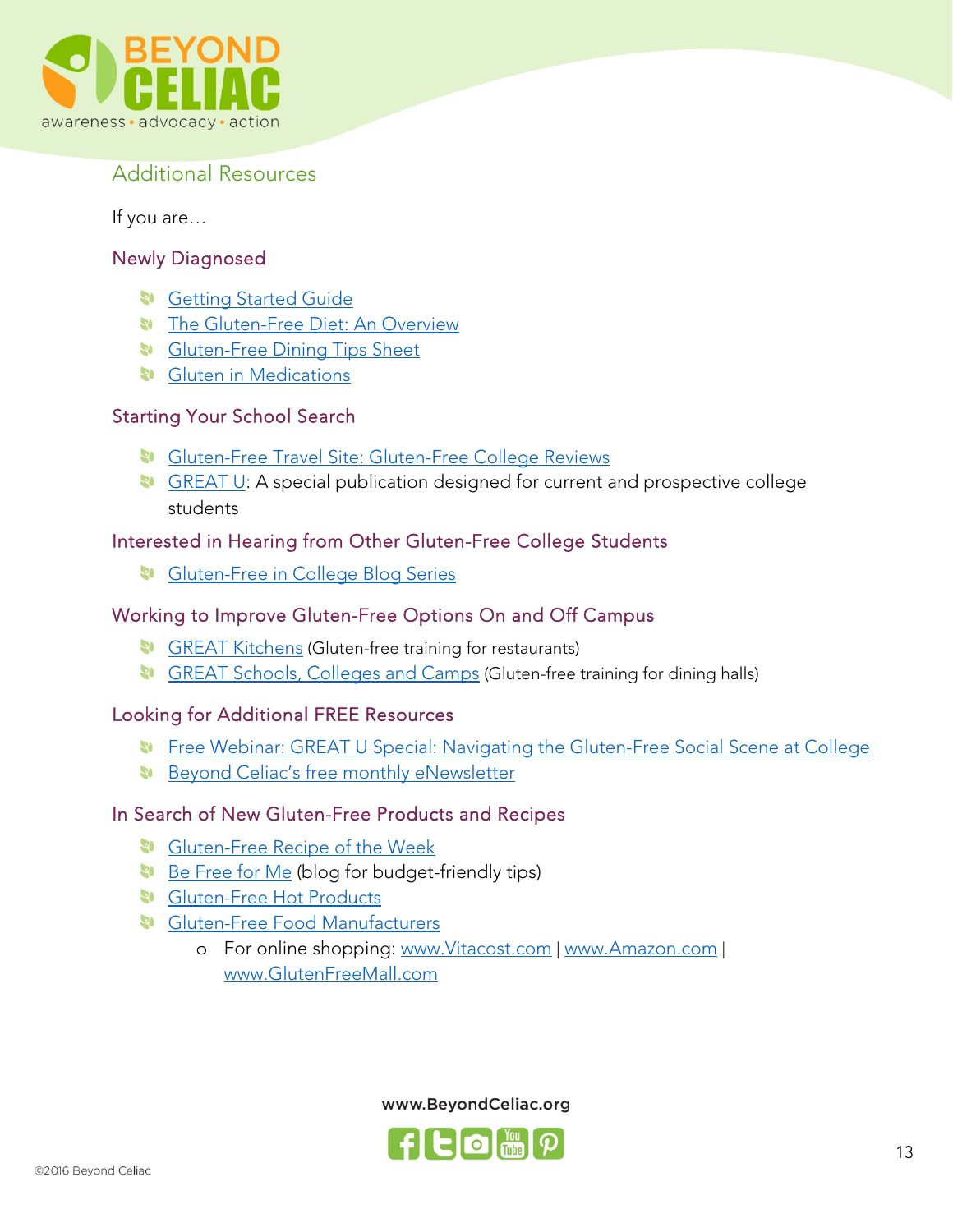## Additional Resources

If you are…

### Newly Diagnosed

- Getting Started Guide
- The Gluten-Free Diet: An Overview
- Gluten-Free Dining Tips Sheet
- Gluten in Medications

### Starting Your School Search

- Gluten-Free Travel Site: Gluten-Free College Reviews
- GREAT U: A special publication designed for current and prospective college students

### Interested in Hearing from Other Gluten-Free College Students

- Gluten-Free in College Blog Series

### Working to Improve Gluten-Free Options On and Off Campus

- GREAT Kitchens (Gluten-free training for restaurants)
- GREAT Schools, Colleges and Camps (Gluten-free training for dining halls)

### Looking for Additional FREE Resources

- Free Webinar: GREAT U Special: Navigating the Gluten-Free Social Scene at College
- Beyond Celiac's free monthly eNewsletter

### In Search of New Gluten-Free Products and Recipes

- Gluten-Free Recipe of the Week
- Be Free for Me (blog for budget-friendly tips)
- Gluten-Free Hot Products
- Gluten-Free Food Manufacturers
  - For online shopping: www.Vitacost.com | www.Amazon.com | www.GlutenFreeMall.com